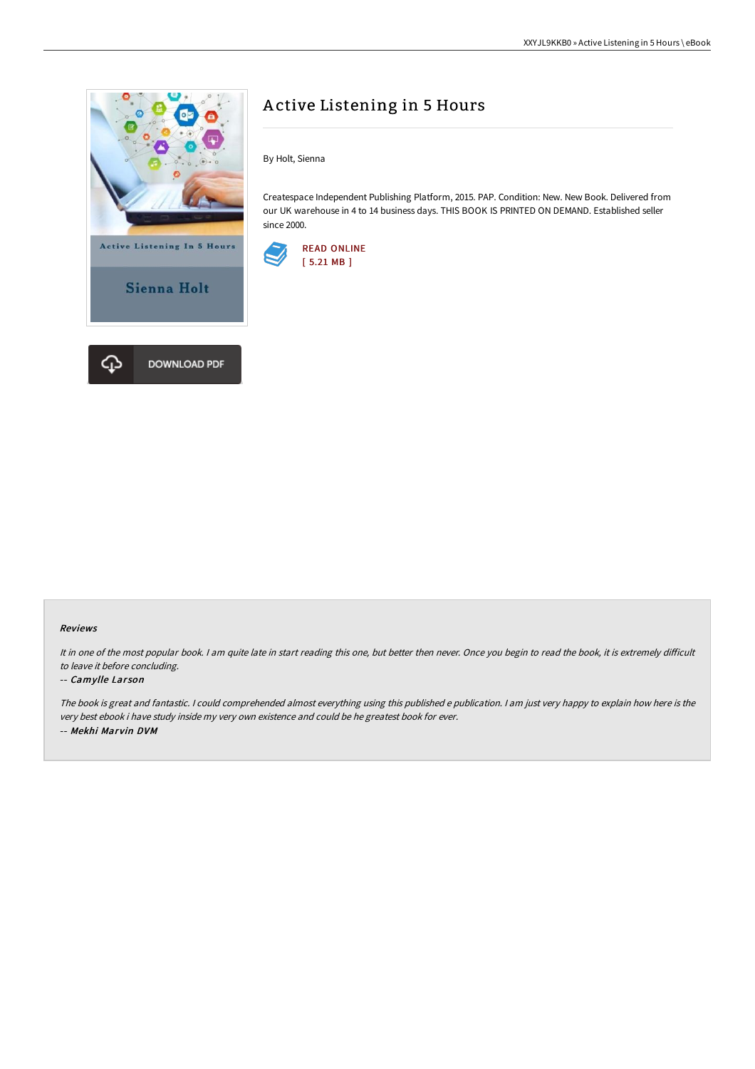# Active Listening in 5 Hours

By Holt, Sienna

Createspace Independent Publishing Platform, 2015. PAP. Condition: New. New Book. Delivered from our UK warehouse in 4 to 14 business days. THIS BOOK IS PRINTED ON DEMAND. Established seller since 2000.

READ ONLINE
[ 5.21 MB ]

DOWNLOAD PDF

### Reviews

*It in one of the most popular book. I am quite late in start reading this one, but better then never. Once you begin to read the book, it is extremely difficult to leave it before concluding.*

-- ***Camylle Larson***

*The book is great and fantastic. I could comprehended almost everything using this published e publication. I am just very happy to explain how here is the very best ebook i have study inside my very own existence and could be he greatest book for ever.*

-- ***Mekhi Marvin DVM***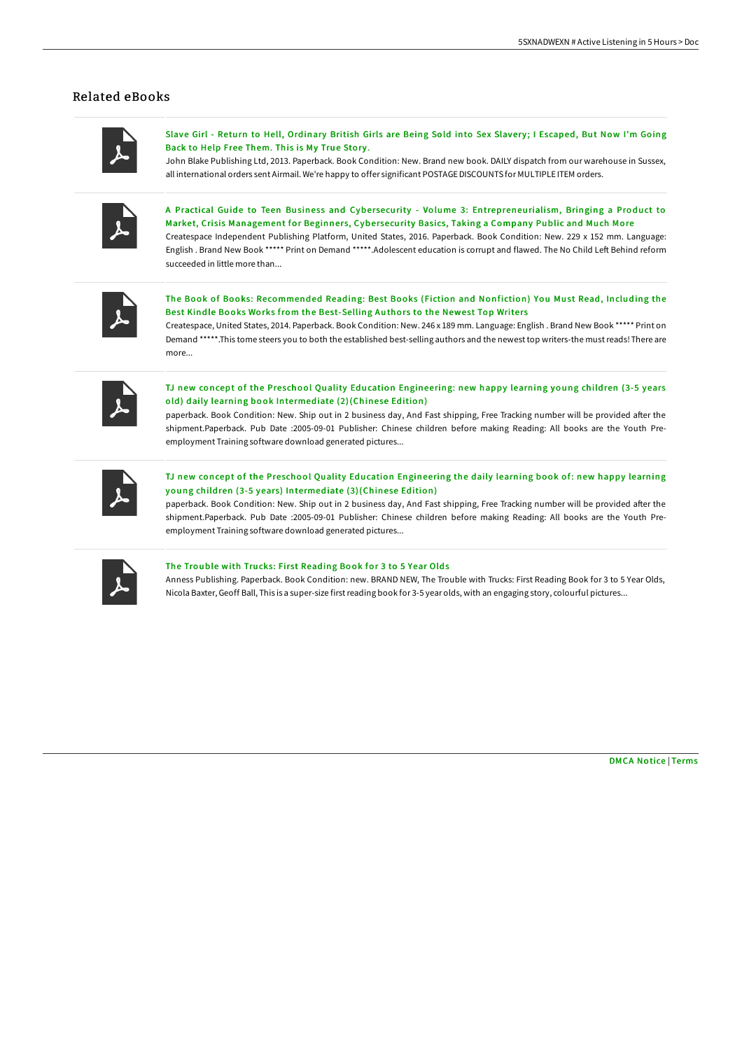## Related eBooks

**Slave Girl - Return to Hell, Ordinary British Girls are Being Sold into Sex Slavery; I Escaped, But Now I'm Going Back to Help Free Them. This is My True Story.**

John Blake Publishing Ltd, 2013. Paperback. Book Condition: New. Brand new book. DAILY dispatch from our warehouse in Sussex, all international orders sent Airmail. We're happy to offer significant POSTAGE DISCOUNTS for MULTIPLE ITEM orders.

**A Practical Guide to Teen Business and Cybersecurity - Volume 3: Entrepreneurialism, Bringing a Product to Market, Crisis Management for Beginners, Cybersecurity Basics, Taking a Company Public and Much More**

Createspace Independent Publishing Platform, United States, 2016. Paperback. Book Condition: New. 229 x 152 mm. Language: English . Brand New Book ***** Print on Demand *****.Adolescent education is corrupt and flawed. The No Child Left Behind reform succeeded in little more than...

**The Book of Books: Recommended Reading: Best Books (Fiction and Nonfiction) You Must Read, Including the Best Kindle Books Works from the Best-Selling Authors to the Newest Top Writers**

Createspace, United States, 2014. Paperback. Book Condition: New. 246 x 189 mm. Language: English . Brand New Book ***** Print on Demand *****.This tome steers you to both the established best-selling authors and the newest top writers-the must reads! There are more...

**TJ new concept of the Preschool Quality Education Engineering: new happy learning young children (3-5 years old) daily learning book Intermediate (2)(Chinese Edition)**

paperback. Book Condition: New. Ship out in 2 business day, And Fast shipping, Free Tracking number will be provided after the shipment.Paperback. Pub Date :2005-09-01 Publisher: Chinese children before making Reading: All books are the Youth Pre-employment Training software download generated pictures...

**TJ new concept of the Preschool Quality Education Engineering the daily learning book of: new happy learning young children (3-5 years) Intermediate (3)(Chinese Edition)**

paperback. Book Condition: New. Ship out in 2 business day, And Fast shipping, Free Tracking number will be provided after the shipment.Paperback. Pub Date :2005-09-01 Publisher: Chinese children before making Reading: All books are the Youth Pre-employment Training software download generated pictures...

**The Trouble with Trucks: First Reading Book for 3 to 5 Year Olds**

Anness Publishing. Paperback. Book Condition: new. BRAND NEW, The Trouble with Trucks: First Reading Book for 3 to 5 Year Olds, Nicola Baxter, Geoff Ball, This is a super-size first reading book for 3-5 year olds, with an engaging story, colourful pictures...

DMCA Notice | Terms